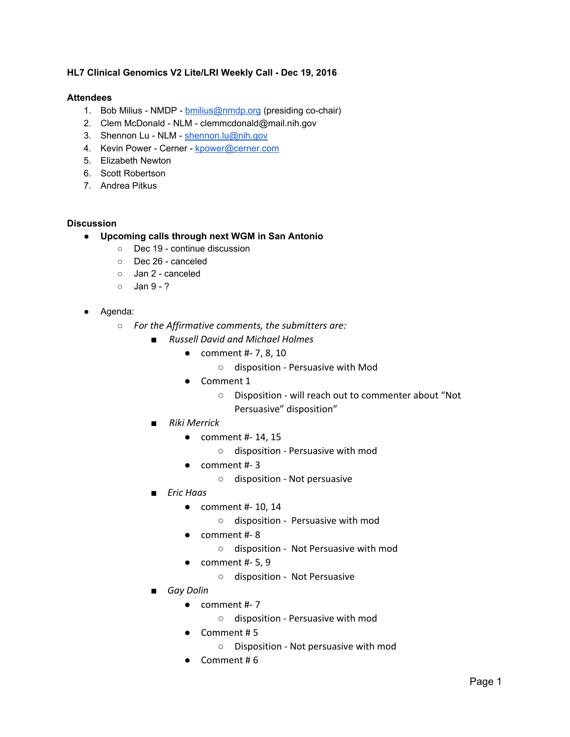**HL7 Clinical Genomics V2 Lite/LRI Weekly Call - Dec 19, 2016**

**Attendees**

1. Bob Milius - NMDP - bmilius@nmdp.org (presiding co-chair)
2. Clem McDonald - NLM - clemmcdonald@mail.nih.gov
3. Shennon Lu - NLM - shennon.lu@nih.gov
4. Kevin Power - Cerner - kpower@cerner.com
5. Elizabeth Newton
6. Scott Robertson
7. Andrea Pitkus

**Discussion**

- **Upcoming calls through next WGM in San Antonio**
  - Dec 19 - continue discussion
  - Dec 26 - canceled
  - Jan 2 - canceled
  - Jan 9 - ?
- Agenda:
  - *For the Affirmative comments, the submitters are:*
    - *Russell David and Michael Holmes*
      - comment #- 7, 8, 10
        - disposition - Persuasive with Mod
      - Comment 1
        - Disposition - will reach out to commenter about "Not Persuasive" disposition"
    - *Riki Merrick*
      - comment #- 14, 15
        - disposition - Persuasive with mod
      - comment #- 3
        - disposition - Not persuasive
    - *Eric Haas*
      - comment #- 10, 14
        - disposition - Persuasive with mod
      - comment #- 8
        - disposition - Not Persuasive with mod
      - comment #- 5, 9
        - disposition - Not Persuasive
    - *Gay Dolin*
      - comment #- 7
        - disposition - Persuasive with mod
      - Comment # 5
        - Disposition - Not persuasive with mod
      - Comment # 6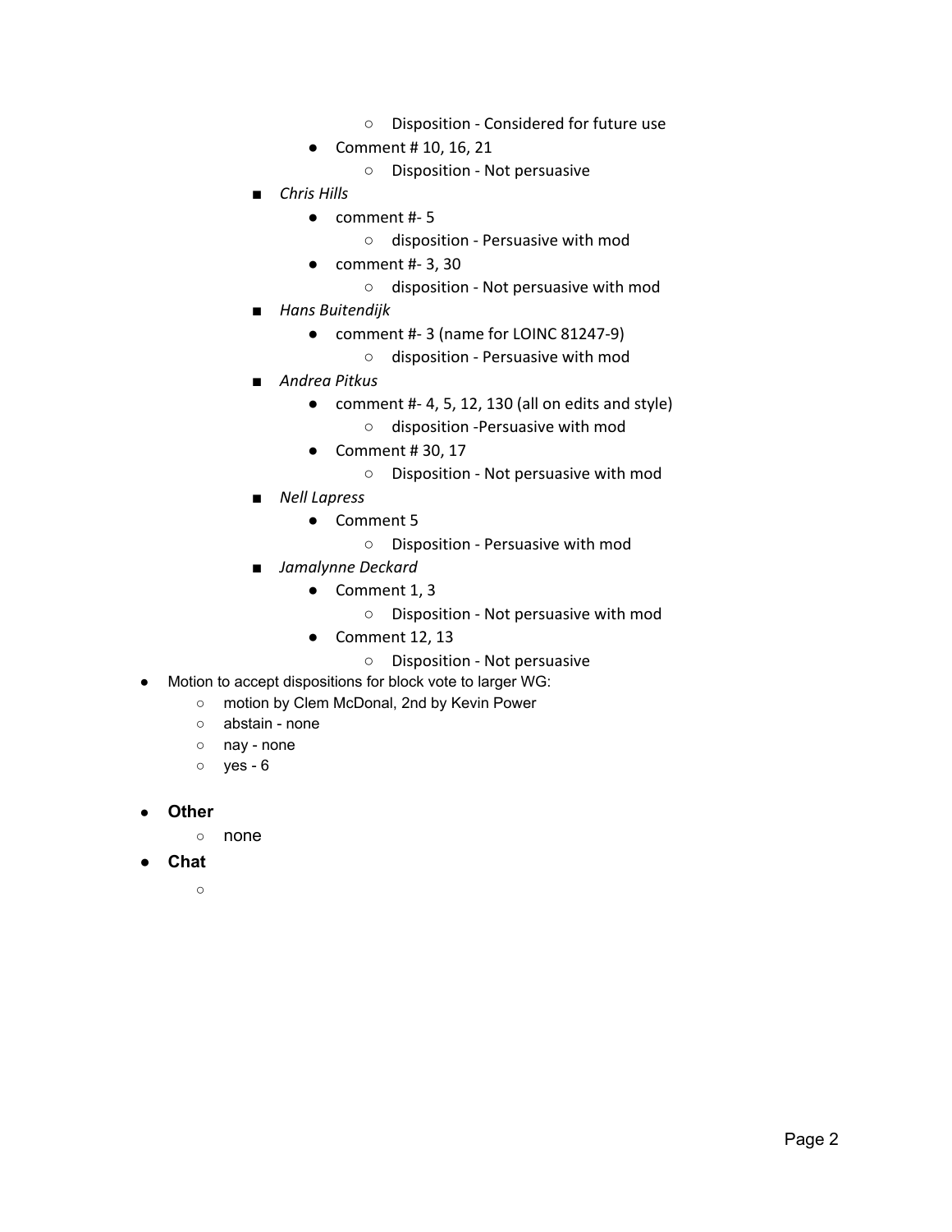- Disposition - Considered for future use
    - Comment # 10, 16, 21
      - Disposition - Not persuasive
  - *Chris Hills*
    - comment #- 5
      - disposition - Persuasive with mod
    - comment #- 3, 30
      - disposition - Not persuasive with mod
  - *Hans Buitendijk*
    - comment #- 3 (name for LOINC 81247-9)
      - disposition - Persuasive with mod
  - *Andrea Pitkus*
    - comment #- 4, 5, 12, 130 (all on edits and style)
      - disposition -Persuasive with mod
    - Comment # 30, 17
      - Disposition - Not persuasive with mod
  - *Nell Lapress*
    - Comment 5
      - Disposition - Persuasive with mod
  - *Jamalynne Deckard*
    - Comment 1, 3
      - Disposition - Not persuasive with mod
    - Comment 12, 13
      - Disposition - Not persuasive
- Motion to accept dispositions for block vote to larger WG:
  - motion by Clem McDonal, 2nd by Kevin Power
  - abstain - none
  - nay - none
  - yes - 6

- **Other**
  - none
- **Chat**
  -